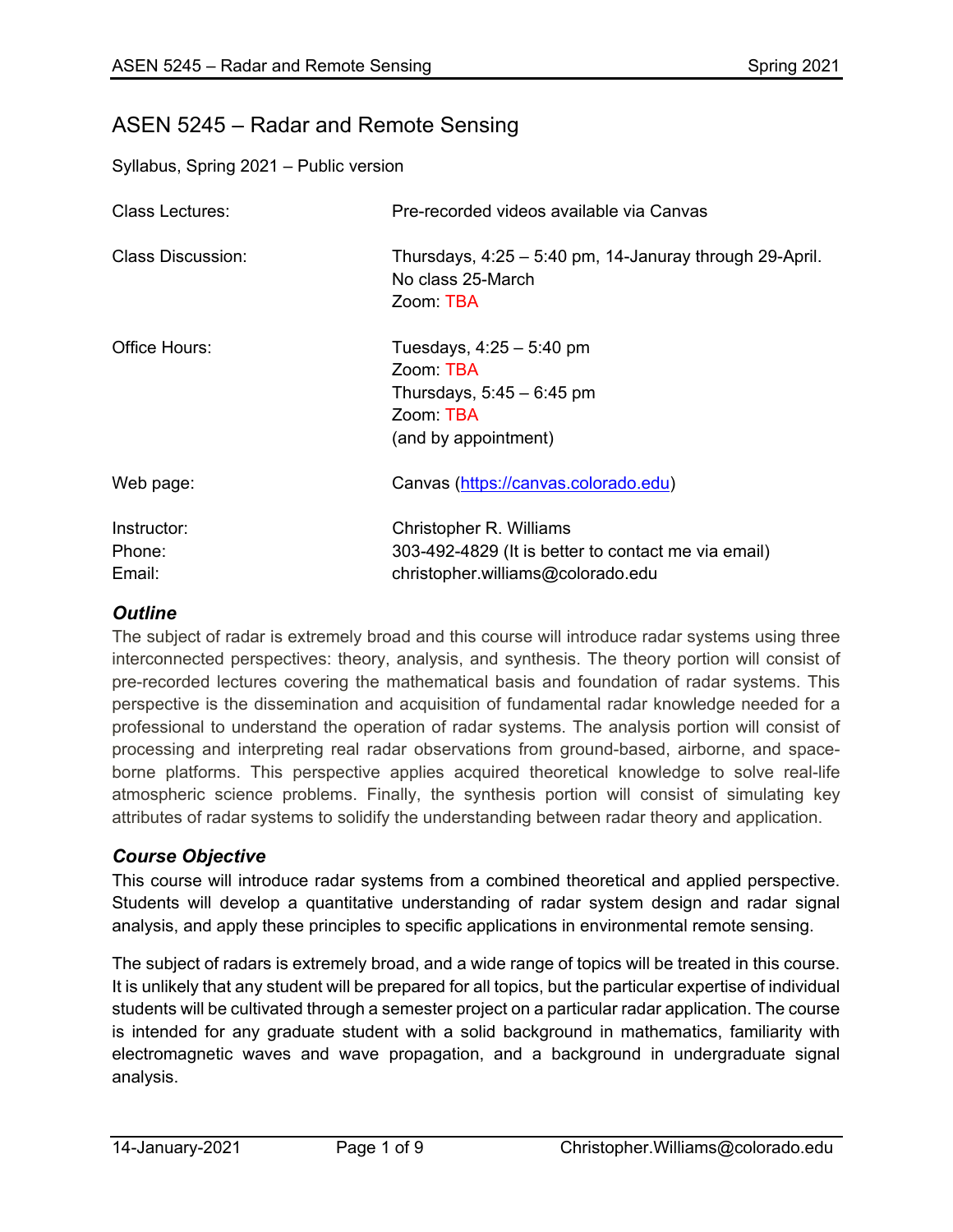# ASEN 5245 – Radar and Remote Sensing

Syllabus, Spring 2021 – Public version

| | |
|---|---|
| Class Lectures: | Pre-recorded videos available via Canvas |
| Class Discussion: | Thursdays, 4:25 – 5:40 pm, 14-Januray through 29-April. No class 25-March Zoom: TBA |
| Office Hours: | Tuesdays, 4:25 – 5:40 pm Zoom: TBA Thursdays, 5:45 – 6:45 pm Zoom: TBA (and by appointment) |
| Web page: | Canvas ([https://canvas.colorado.edu](https://canvas.colorado.edu)) |
| Instructor: | Christopher R. Williams |
| Phone: | 303-492-4829 (It is better to contact me via email) |
| Email: | christopher.williams@colorado.edu |

## *Outline*

The subject of radar is extremely broad and this course will introduce radar systems using three interconnected perspectives: theory, analysis, and synthesis. The theory portion will consist of pre-recorded lectures covering the mathematical basis and foundation of radar systems. This perspective is the dissemination and acquisition of fundamental radar knowledge needed for a professional to understand the operation of radar systems. The analysis portion will consist of processing and interpreting real radar observations from ground-based, airborne, and space-borne platforms. This perspective applies acquired theoretical knowledge to solve real-life atmospheric science problems. Finally, the synthesis portion will consist of simulating key attributes of radar systems to solidify the understanding between radar theory and application.

## *Course Objective*

This course will introduce radar systems from a combined theoretical and applied perspective. Students will develop a quantitative understanding of radar system design and radar signal analysis, and apply these principles to specific applications in environmental remote sensing.

The subject of radars is extremely broad, and a wide range of topics will be treated in this course. It is unlikely that any student will be prepared for all topics, but the particular expertise of individual students will be cultivated through a semester project on a particular radar application. The course is intended for any graduate student with a solid background in mathematics, familiarity with electromagnetic waves and wave propagation, and a background in undergraduate signal analysis.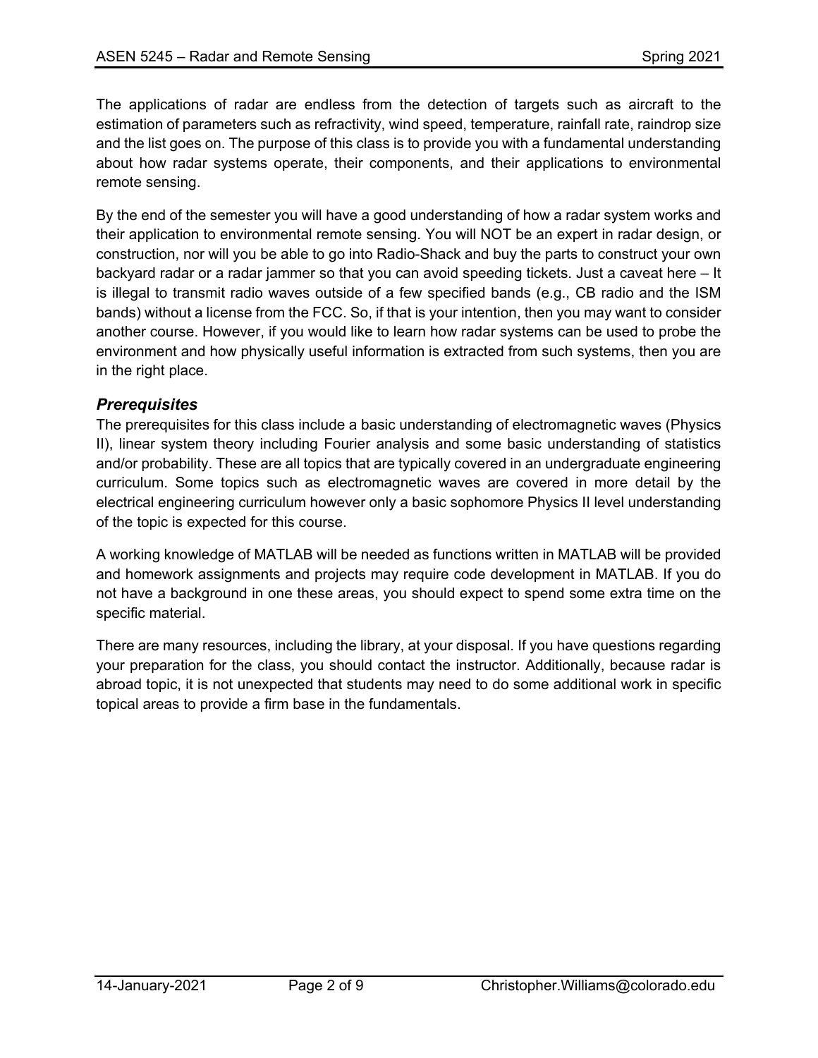The applications of radar are endless from the detection of targets such as aircraft to the estimation of parameters such as refractivity, wind speed, temperature, rainfall rate, raindrop size and the list goes on. The purpose of this class is to provide you with a fundamental understanding about how radar systems operate, their components, and their applications to environmental remote sensing.

By the end of the semester you will have a good understanding of how a radar system works and their application to environmental remote sensing. You will NOT be an expert in radar design, or construction, nor will you be able to go into Radio-Shack and buy the parts to construct your own backyard radar or a radar jammer so that you can avoid speeding tickets. Just a caveat here – It is illegal to transmit radio waves outside of a few specified bands (e.g., CB radio and the ISM bands) without a license from the FCC. So, if that is your intention, then you may want to consider another course. However, if you would like to learn how radar systems can be used to probe the environment and how physically useful information is extracted from such systems, then you are in the right place.

### *Prerequisites*

The prerequisites for this class include a basic understanding of electromagnetic waves (Physics II), linear system theory including Fourier analysis and some basic understanding of statistics and/or probability. These are all topics that are typically covered in an undergraduate engineering curriculum. Some topics such as electromagnetic waves are covered in more detail by the electrical engineering curriculum however only a basic sophomore Physics II level understanding of the topic is expected for this course.

A working knowledge of MATLAB will be needed as functions written in MATLAB will be provided and homework assignments and projects may require code development in MATLAB. If you do not have a background in one these areas, you should expect to spend some extra time on the specific material.

There are many resources, including the library, at your disposal. If you have questions regarding your preparation for the class, you should contact the instructor. Additionally, because radar is abroad topic, it is not unexpected that students may need to do some additional work in specific topical areas to provide a firm base in the fundamentals.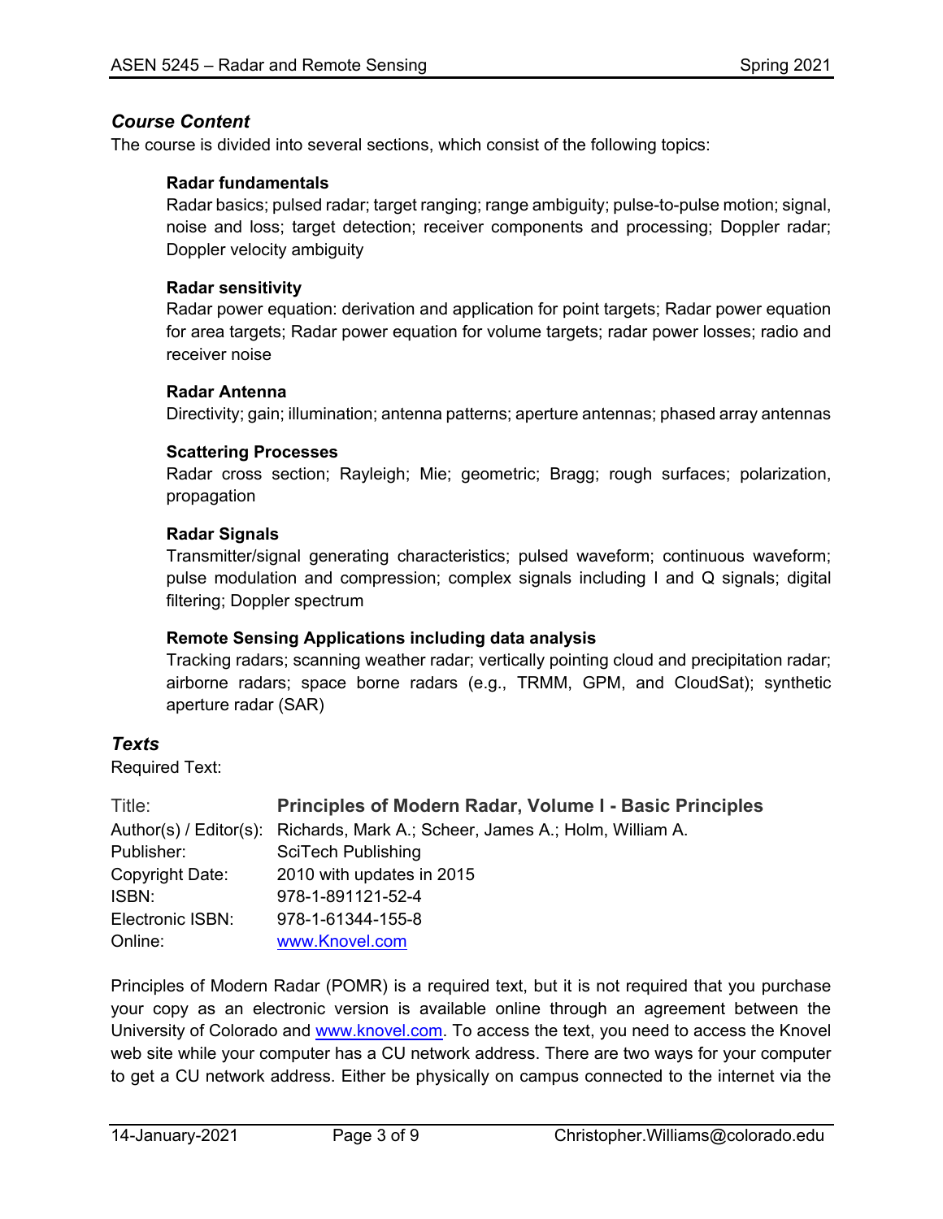## *Course Content*

The course is divided into several sections, which consist of the following topics:

**Radar fundamentals**

Radar basics; pulsed radar; target ranging; range ambiguity; pulse-to-pulse motion; signal, noise and loss; target detection; receiver components and processing; Doppler radar; Doppler velocity ambiguity

**Radar sensitivity**

Radar power equation: derivation and application for point targets; Radar power equation for area targets; Radar power equation for volume targets; radar power losses; radio and receiver noise

**Radar Antenna**

Directivity; gain; illumination; antenna patterns; aperture antennas; phased array antennas

**Scattering Processes**

Radar cross section; Rayleigh; Mie; geometric; Bragg; rough surfaces; polarization, propagation

**Radar Signals**

Transmitter/signal generating characteristics; pulsed waveform; continuous waveform; pulse modulation and compression; complex signals including I and Q signals; digital filtering; Doppler spectrum

**Remote Sensing Applications including data analysis**

Tracking radars; scanning weather radar; vertically pointing cloud and precipitation radar; airborne radars; space borne radars (e.g., TRMM, GPM, and CloudSat); synthetic aperture radar (SAR)

## *Texts*

Required Text:

| | |
|---|---|
| Title: | **Principles of Modern Radar, Volume I - Basic Principles** |
| Author(s) / Editor(s): | Richards, Mark A.; Scheer, James A.; Holm, William A. |
| Publisher: | SciTech Publishing |
| Copyright Date: | 2010 with updates in 2015 |
| ISBN: | 978-1-891121-52-4 |
| Electronic ISBN: | 978-1-61344-155-8 |
| Online: | www.Knovel.com |

Principles of Modern Radar (POMR) is a required text, but it is not required that you purchase your copy as an electronic version is available online through an agreement between the University of Colorado and www.knovel.com. To access the text, you need to access the Knovel web site while your computer has a CU network address. There are two ways for your computer to get a CU network address. Either be physically on campus connected to the internet via the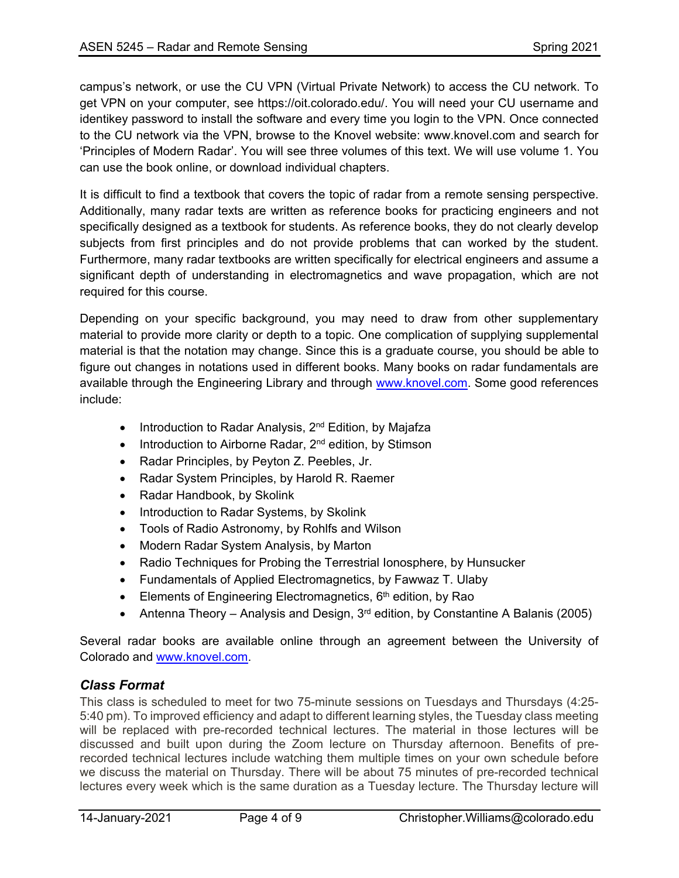campus's network, or use the CU VPN (Virtual Private Network) to access the CU network. To get VPN on your computer, see https://oit.colorado.edu/. You will need your CU username and identikey password to install the software and every time you login to the VPN. Once connected to the CU network via the VPN, browse to the Knovel website: www.knovel.com and search for 'Principles of Modern Radar'. You will see three volumes of this text. We will use volume 1. You can use the book online, or download individual chapters.

It is difficult to find a textbook that covers the topic of radar from a remote sensing perspective. Additionally, many radar texts are written as reference books for practicing engineers and not specifically designed as a textbook for students. As reference books, they do not clearly develop subjects from first principles and do not provide problems that can worked by the student. Furthermore, many radar textbooks are written specifically for electrical engineers and assume a significant depth of understanding in electromagnetics and wave propagation, which are not required for this course.

Depending on your specific background, you may need to draw from other supplementary material to provide more clarity or depth to a topic. One complication of supplying supplemental material is that the notation may change. Since this is a graduate course, you should be able to figure out changes in notations used in different books. Many books on radar fundamentals are available through the Engineering Library and through www.knovel.com. Some good references include:

- Introduction to Radar Analysis, 2nd Edition, by Majafza
- Introduction to Airborne Radar, 2nd edition, by Stimson
- Radar Principles, by Peyton Z. Peebles, Jr.
- Radar System Principles, by Harold R. Raemer
- Radar Handbook, by Skolink
- Introduction to Radar Systems, by Skolink
- Tools of Radio Astronomy, by Rohlfs and Wilson
- Modern Radar System Analysis, by Marton
- Radio Techniques for Probing the Terrestrial Ionosphere, by Hunsucker
- Fundamentals of Applied Electromagnetics, by Fawwaz T. Ulaby
- Elements of Engineering Electromagnetics, 6th edition, by Rao
- Antenna Theory – Analysis and Design, 3rd edition, by Constantine A Balanis (2005)

Several radar books are available online through an agreement between the University of Colorado and www.knovel.com.

### *Class Format*

This class is scheduled to meet for two 75-minute sessions on Tuesdays and Thursdays (4:25-5:40 pm). To improved efficiency and adapt to different learning styles, the Tuesday class meeting will be replaced with pre-recorded technical lectures. The material in those lectures will be discussed and built upon during the Zoom lecture on Thursday afternoon. Benefits of pre-recorded technical lectures include watching them multiple times on your own schedule before we discuss the material on Thursday. There will be about 75 minutes of pre-recorded technical lectures every week which is the same duration as a Tuesday lecture. The Thursday lecture will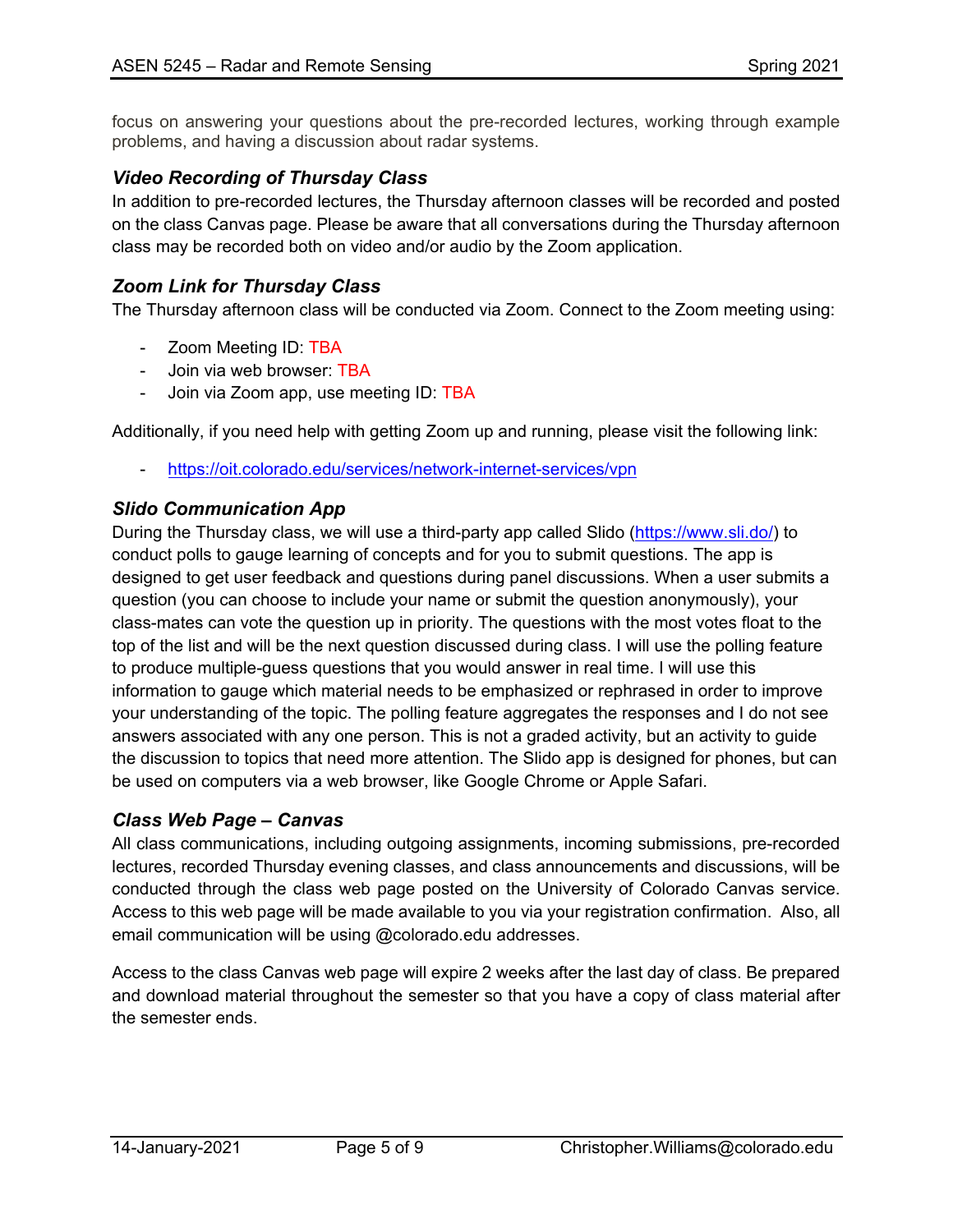focus on answering your questions about the pre-recorded lectures, working through example problems, and having a discussion about radar systems.

### *Video Recording of Thursday Class*

In addition to pre-recorded lectures, the Thursday afternoon classes will be recorded and posted on the class Canvas page. Please be aware that all conversations during the Thursday afternoon class may be recorded both on video and/or audio by the Zoom application.

### *Zoom Link for Thursday Class*

The Thursday afternoon class will be conducted via Zoom. Connect to the Zoom meeting using:

- Zoom Meeting ID: TBA
- Join via web browser: TBA
- Join via Zoom app, use meeting ID: TBA

Additionally, if you need help with getting Zoom up and running, please visit the following link:

- https://oit.colorado.edu/services/network-internet-services/vpn

### *Slido Communication App*

During the Thursday class, we will use a third-party app called Slido (https://www.sli.do/) to conduct polls to gauge learning of concepts and for you to submit questions. The app is designed to get user feedback and questions during panel discussions. When a user submits a question (you can choose to include your name or submit the question anonymously), your class-mates can vote the question up in priority. The questions with the most votes float to the top of the list and will be the next question discussed during class. I will use the polling feature to produce multiple-guess questions that you would answer in real time. I will use this information to gauge which material needs to be emphasized or rephrased in order to improve your understanding of the topic. The polling feature aggregates the responses and I do not see answers associated with any one person. This is not a graded activity, but an activity to guide the discussion to topics that need more attention. The Slido app is designed for phones, but can be used on computers via a web browser, like Google Chrome or Apple Safari.

### *Class Web Page – Canvas*

All class communications, including outgoing assignments, incoming submissions, pre-recorded lectures, recorded Thursday evening classes, and class announcements and discussions, will be conducted through the class web page posted on the University of Colorado Canvas service. Access to this web page will be made available to you via your registration confirmation. Also, all email communication will be using @colorado.edu addresses.

Access to the class Canvas web page will expire 2 weeks after the last day of class. Be prepared and download material throughout the semester so that you have a copy of class material after the semester ends.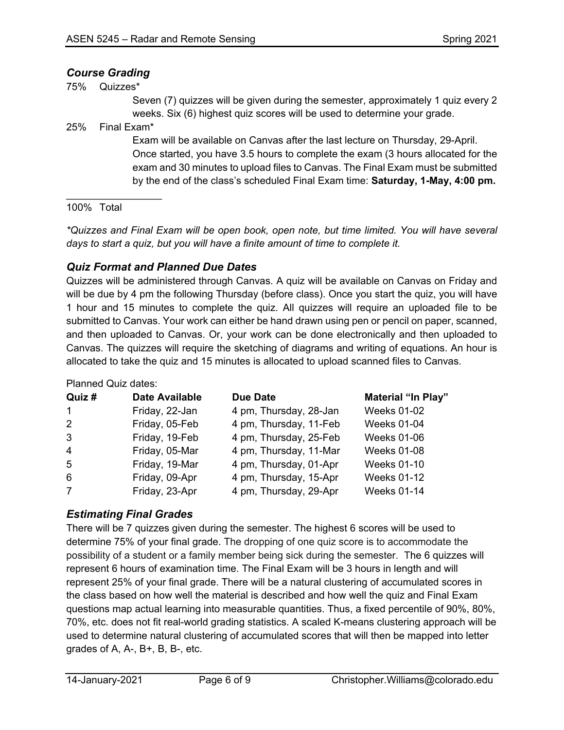### *Course Grading*

75% Quizzes*

Seven (7) quizzes will be given during the semester, approximately 1 quiz every 2 weeks. Six (6) highest quiz scores will be used to determine your grade.

25% Final Exam*

Exam will be available on Canvas after the last lecture on Thursday, 29-April. Once started, you have 3.5 hours to complete the exam (3 hours allocated for the exam and 30 minutes to upload files to Canvas. The Final Exam must be submitted by the end of the class's scheduled Final Exam time: **Saturday, 1-May, 4:00 pm.**

---

100% Total

*\*Quizzes and Final Exam will be open book, open note, but time limited. You will have several days to start a quiz, but you will have a finite amount of time to complete it.*

### *Quiz Format and Planned Due Dates*

Quizzes will be administered through Canvas. A quiz will be available on Canvas on Friday and will be due by 4 pm the following Thursday (before class). Once you start the quiz, you will have 1 hour and 15 minutes to complete the quiz. All quizzes will require an uploaded file to be submitted to Canvas. Your work can either be hand drawn using pen or pencil on paper, scanned, and then uploaded to Canvas. Or, your work can be done electronically and then uploaded to Canvas. The quizzes will require the sketching of diagrams and writing of equations. An hour is allocated to take the quiz and 15 minutes is allocated to upload scanned files to Canvas.

Planned Quiz dates:

| Quiz # | Date Available | Due Date | Material "In Play" |
|---|---|---|---|
| 1 | Friday, 22-Jan | 4 pm, Thursday, 28-Jan | Weeks 01-02 |
| 2 | Friday, 05-Feb | 4 pm, Thursday, 11-Feb | Weeks 01-04 |
| 3 | Friday, 19-Feb | 4 pm, Thursday, 25-Feb | Weeks 01-06 |
| 4 | Friday, 05-Mar | 4 pm, Thursday, 11-Mar | Weeks 01-08 |
| 5 | Friday, 19-Mar | 4 pm, Thursday, 01-Apr | Weeks 01-10 |
| 6 | Friday, 09-Apr | 4 pm, Thursday, 15-Apr | Weeks 01-12 |
| 7 | Friday, 23-Apr | 4 pm, Thursday, 29-Apr | Weeks 01-14 |

### *Estimating Final Grades*

There will be 7 quizzes given during the semester. The highest 6 scores will be used to determine 75% of your final grade. The dropping of one quiz score is to accommodate the possibility of a student or a family member being sick during the semester. The 6 quizzes will represent 6 hours of examination time. The Final Exam will be 3 hours in length and will represent 25% of your final grade. There will be a natural clustering of accumulated scores in the class based on how well the material is described and how well the quiz and Final Exam questions map actual learning into measurable quantities. Thus, a fixed percentile of 90%, 80%, 70%, etc. does not fit real-world grading statistics. A scaled K-means clustering approach will be used to determine natural clustering of accumulated scores that will then be mapped into letter grades of A, A-, B+, B, B-, etc.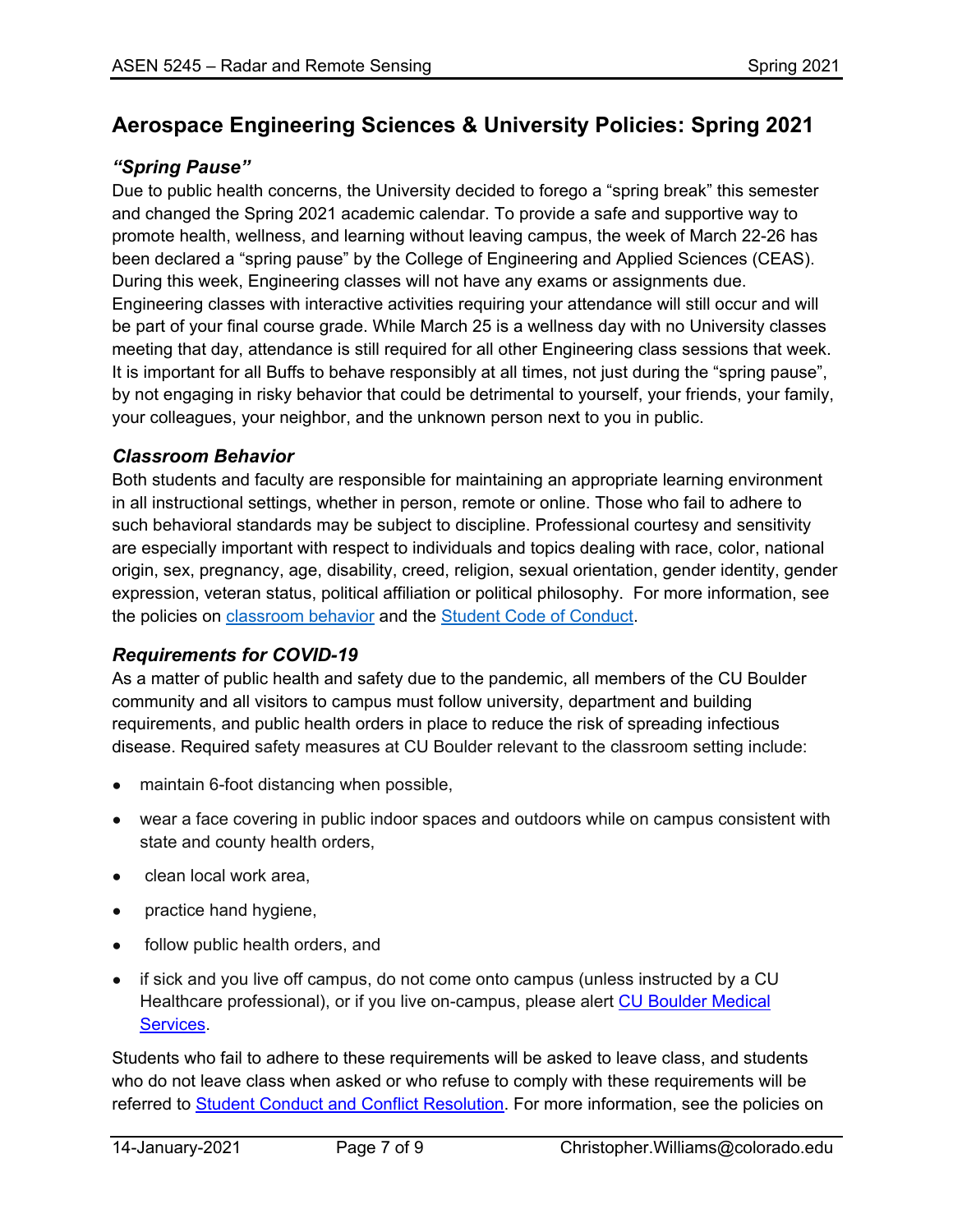## Aerospace Engineering Sciences & University Policies: Spring 2021

### *“Spring Pause”*

Due to public health concerns, the University decided to forego a “spring break” this semester and changed the Spring 2021 academic calendar. To provide a safe and supportive way to promote health, wellness, and learning without leaving campus, the week of March 22-26 has been declared a “spring pause” by the College of Engineering and Applied Sciences (CEAS). During this week, Engineering classes will not have any exams or assignments due. Engineering classes with interactive activities requiring your attendance will still occur and will be part of your final course grade. While March 25 is a wellness day with no University classes meeting that day, attendance is still required for all other Engineering class sessions that week. It is important for all Buffs to behave responsibly at all times, not just during the “spring pause”, by not engaging in risky behavior that could be detrimental to yourself, your friends, your family, your colleagues, your neighbor, and the unknown person next to you in public.

### *Classroom Behavior*

Both students and faculty are responsible for maintaining an appropriate learning environment in all instructional settings, whether in person, remote or online. Those who fail to adhere to such behavioral standards may be subject to discipline. Professional courtesy and sensitivity are especially important with respect to individuals and topics dealing with race, color, national origin, sex, pregnancy, age, disability, creed, religion, sexual orientation, gender identity, gender expression, veteran status, political affiliation or political philosophy. For more information, see the policies on classroom behavior and the Student Code of Conduct.

### *Requirements for COVID-19*

As a matter of public health and safety due to the pandemic, all members of the CU Boulder community and all visitors to campus must follow university, department and building requirements, and public health orders in place to reduce the risk of spreading infectious disease. Required safety measures at CU Boulder relevant to the classroom setting include:

- maintain 6-foot distancing when possible,
- wear a face covering in public indoor spaces and outdoors while on campus consistent with state and county health orders,
- clean local work area,
- practice hand hygiene,
- follow public health orders, and
- if sick and you live off campus, do not come onto campus (unless instructed by a CU Healthcare professional), or if you live on-campus, please alert CU Boulder Medical Services.

Students who fail to adhere to these requirements will be asked to leave class, and students who do not leave class when asked or who refuse to comply with these requirements will be referred to Student Conduct and Conflict Resolution. For more information, see the policies on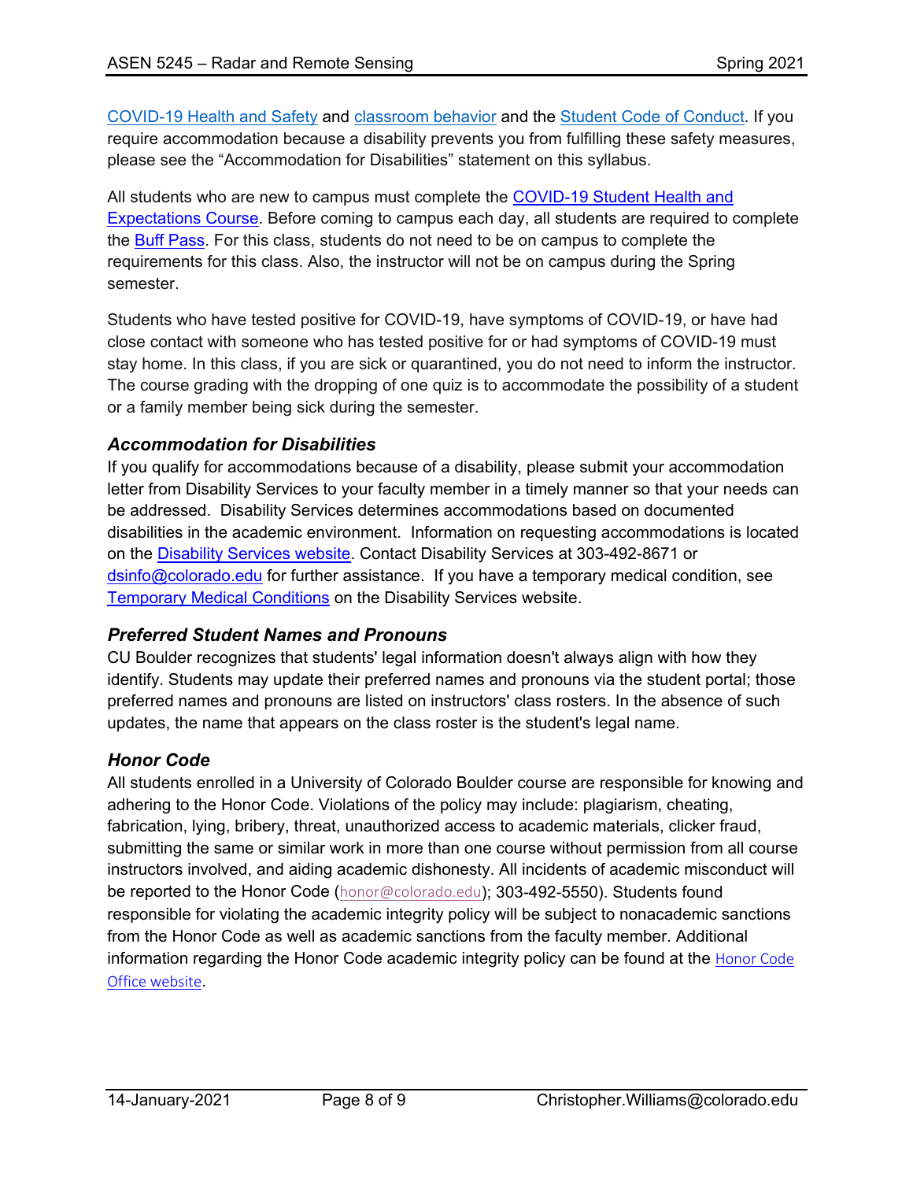COVID-19 Health and Safety and classroom behavior and the Student Code of Conduct. If you require accommodation because a disability prevents you from fulfilling these safety measures, please see the "Accommodation for Disabilities" statement on this syllabus.

All students who are new to campus must complete the COVID-19 Student Health and Expectations Course. Before coming to campus each day, all students are required to complete the Buff Pass. For this class, students do not need to be on campus to complete the requirements for this class. Also, the instructor will not be on campus during the Spring semester.

Students who have tested positive for COVID-19, have symptoms of COVID-19, or have had close contact with someone who has tested positive for or had symptoms of COVID-19 must stay home. In this class, if you are sick or quarantined, you do not need to inform the instructor. The course grading with the dropping of one quiz is to accommodate the possibility of a student or a family member being sick during the semester.

### *Accommodation for Disabilities*

If you qualify for accommodations because of a disability, please submit your accommodation letter from Disability Services to your faculty member in a timely manner so that your needs can be addressed. Disability Services determines accommodations based on documented disabilities in the academic environment. Information on requesting accommodations is located on the Disability Services website. Contact Disability Services at 303-492-8671 or dsinfo@colorado.edu for further assistance. If you have a temporary medical condition, see Temporary Medical Conditions on the Disability Services website.

### *Preferred Student Names and Pronouns*

CU Boulder recognizes that students' legal information doesn't always align with how they identify. Students may update their preferred names and pronouns via the student portal; those preferred names and pronouns are listed on instructors' class rosters. In the absence of such updates, the name that appears on the class roster is the student's legal name.

### *Honor Code*

All students enrolled in a University of Colorado Boulder course are responsible for knowing and adhering to the Honor Code. Violations of the policy may include: plagiarism, cheating, fabrication, lying, bribery, threat, unauthorized access to academic materials, clicker fraud, submitting the same or similar work in more than one course without permission from all course instructors involved, and aiding academic dishonesty. All incidents of academic misconduct will be reported to the Honor Code (honor@colorado.edu); 303-492-5550). Students found responsible for violating the academic integrity policy will be subject to nonacademic sanctions from the Honor Code as well as academic sanctions from the faculty member. Additional information regarding the Honor Code academic integrity policy can be found at the Honor Code Office website.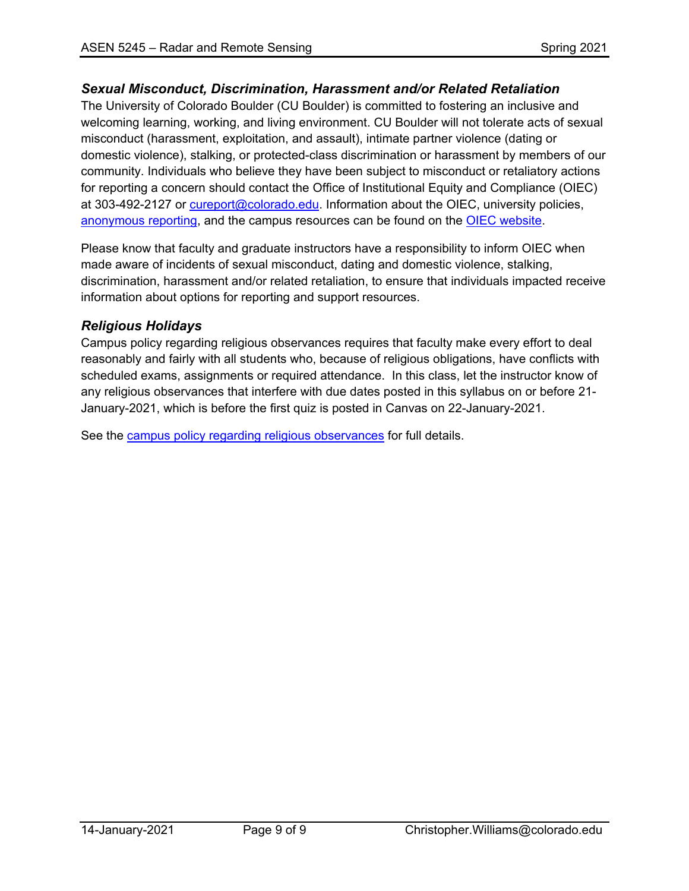### *Sexual Misconduct, Discrimination, Harassment and/or Related Retaliation*

The University of Colorado Boulder (CU Boulder) is committed to fostering an inclusive and welcoming learning, working, and living environment. CU Boulder will not tolerate acts of sexual misconduct (harassment, exploitation, and assault), intimate partner violence (dating or domestic violence), stalking, or protected-class discrimination or harassment by members of our community. Individuals who believe they have been subject to misconduct or retaliatory actions for reporting a concern should contact the Office of Institutional Equity and Compliance (OIEC) at 303-492-2127 or cureport@colorado.edu. Information about the OIEC, university policies, anonymous reporting, and the campus resources can be found on the OIEC website.

Please know that faculty and graduate instructors have a responsibility to inform OIEC when made aware of incidents of sexual misconduct, dating and domestic violence, stalking, discrimination, harassment and/or related retaliation, to ensure that individuals impacted receive information about options for reporting and support resources.

### *Religious Holidays*

Campus policy regarding religious observances requires that faculty make every effort to deal reasonably and fairly with all students who, because of religious obligations, have conflicts with scheduled exams, assignments or required attendance. In this class, let the instructor know of any religious observances that interfere with due dates posted in this syllabus on or before 21-January-2021, which is before the first quiz is posted in Canvas on 22-January-2021.

See the campus policy regarding religious observances for full details.